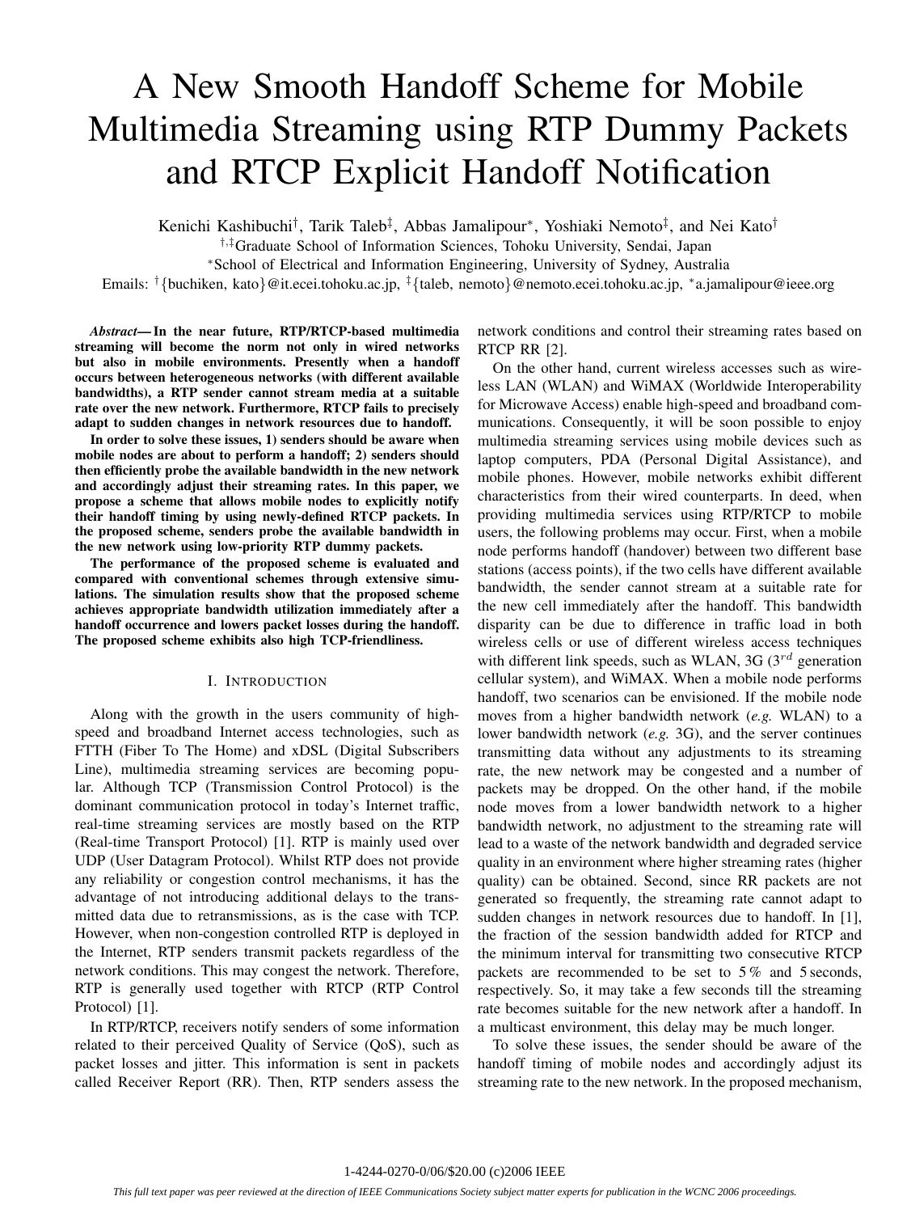# A New Smooth Handoff Scheme for Mobile Multimedia Streaming using RTP Dummy Packets and RTCP Explicit Handoff Notification

Kenichi Kashibuchi[†], Tarik Taleb[‡], Abbas Jamalipour[*], Yoshiaki Nemoto[‡], and Nei Kato[†]

[†,‡]Graduate School of Information Sciences, Tohoku University, Sendai, Japan

[*]School of Electrical and Information Engineering, University of Sydney, Australia

Emails: [†]{buchiken, kato}@it.ecei.tohoku.ac.jp, [‡]{taleb, nemoto}@nemoto.ecei.tohoku.ac.jp, [*]a.jamalipour@ieee.org

***Abstract*— In the near future, RTP/RTCP-based multimedia streaming will become the norm not only in wired networks but also in mobile environments. Presently when a handoff occurs between heterogeneous networks (with different available bandwidths), a RTP sender cannot stream media at a suitable rate over the new network. Furthermore, RTCP fails to precisely adapt to sudden changes in network resources due to handoff.**

**In order to solve these issues, 1) senders should be aware when mobile nodes are about to perform a handoff; 2) senders should then efficiently probe the available bandwidth in the new network and accordingly adjust their streaming rates. In this paper, we propose a scheme that allows mobile nodes to explicitly notify their handoff timing by using newly-defined RTCP packets. In the proposed scheme, senders probe the available bandwidth in the new network using low-priority RTP dummy packets.**

**The performance of the proposed scheme is evaluated and compared with conventional schemes through extensive simulations. The simulation results show that the proposed scheme achieves appropriate bandwidth utilization immediately after a handoff occurrence and lowers packet losses during the handoff. The proposed scheme exhibits also high TCP-friendliness.**

## I. Introduction

Along with the growth in the users community of high-speed and broadband Internet access technologies, such as FTTH (Fiber To The Home) and xDSL (Digital Subscribers Line), multimedia streaming services are becoming popular. Although TCP (Transmission Control Protocol) is the dominant communication protocol in today's Internet traffic, real-time streaming services are mostly based on the RTP (Real-time Transport Protocol) [1]. RTP is mainly used over UDP (User Datagram Protocol). Whilst RTP does not provide any reliability or congestion control mechanisms, it has the advantage of not introducing additional delays to the transmitted data due to retransmissions, as is the case with TCP. However, when non-congestion controlled RTP is deployed in the Internet, RTP senders transmit packets regardless of the network conditions. This may congest the network. Therefore, RTP is generally used together with RTCP (RTP Control Protocol) [1].

In RTP/RTCP, receivers notify senders of some information related to their perceived Quality of Service (QoS), such as packet losses and jitter. This information is sent in packets called Receiver Report (RR). Then, RTP senders assess the network conditions and control their streaming rates based on RTCP RR [2].

On the other hand, current wireless accesses such as wireless LAN (WLAN) and WiMAX (Worldwide Interoperability for Microwave Access) enable high-speed and broadband communications. Consequently, it will be soon possible to enjoy multimedia streaming services using mobile devices such as laptop computers, PDA (Personal Digital Assistance), and mobile phones. However, mobile networks exhibit different characteristics from their wired counterparts. In deed, when providing multimedia services using RTP/RTCP to mobile users, the following problems may occur. First, when a mobile node performs handoff (handover) between two different base stations (access points), if the two cells have different available bandwidth, the sender cannot stream at a suitable rate for the new cell immediately after the handoff. This bandwidth disparity can be due to difference in traffic load in both wireless cells or use of different wireless access techniques with different link speeds, such as WLAN, 3G ($3^{rd}$ generation cellular system), and WiMAX. When a mobile node performs handoff, two scenarios can be envisioned. If the mobile node moves from a higher bandwidth network (*e.g.* WLAN) to a lower bandwidth network (*e.g.* 3G), and the server continues transmitting data without any adjustments to its streaming rate, the new network may be congested and a number of packets may be dropped. On the other hand, if the mobile node moves from a lower bandwidth network to a higher bandwidth network, no adjustment to the streaming rate will lead to a waste of the network bandwidth and degraded service quality in an environment where higher streaming rates (higher quality) can be obtained. Second, since RR packets are not generated so frequently, the streaming rate cannot adapt to sudden changes in network resources due to handoff. In [1], the fraction of the session bandwidth added for RTCP and the minimum interval for transmitting two consecutive RTCP packets are recommended to be set to 5 % and 5 seconds, respectively. So, it may take a few seconds till the streaming rate becomes suitable for the new network after a handoff. In a multicast environment, this delay may be much longer.

To solve these issues, the sender should be aware of the handoff timing of mobile nodes and accordingly adjust its streaming rate to the new network. In the proposed mechanism,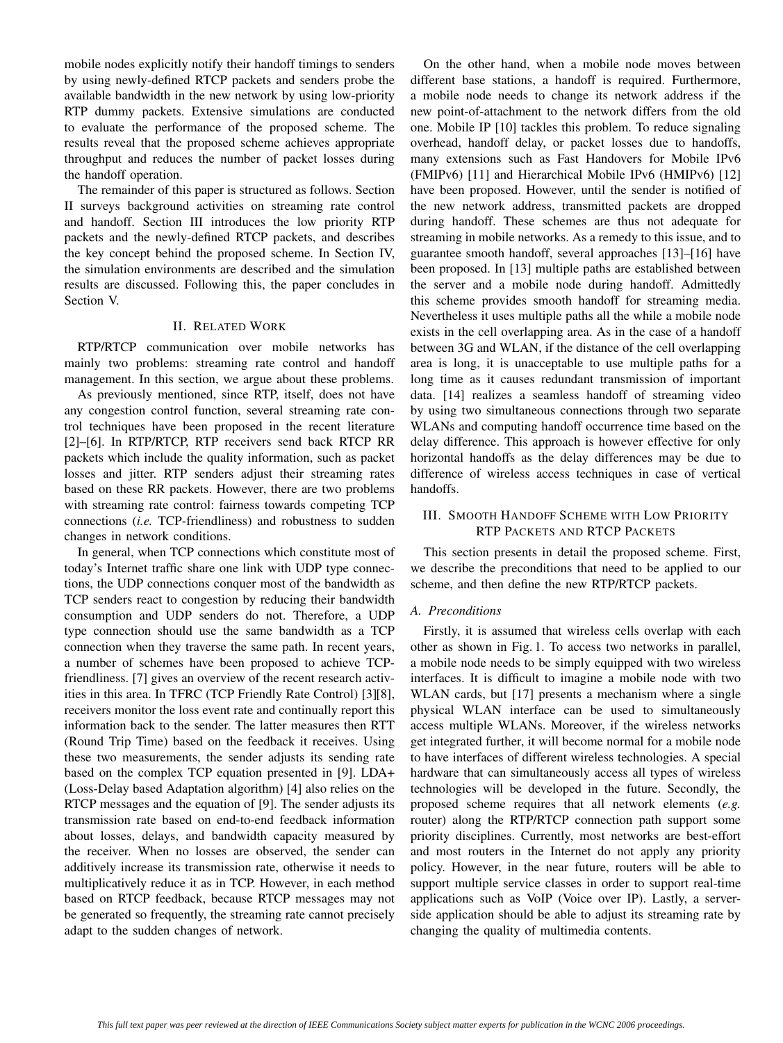mobile nodes explicitly notify their handoff timings to senders by using newly-defined RTCP packets and senders probe the available bandwidth in the new network by using low-priority RTP dummy packets. Extensive simulations are conducted to evaluate the performance of the proposed scheme. The results reveal that the proposed scheme achieves appropriate throughput and reduces the number of packet losses during the handoff operation.

The remainder of this paper is structured as follows. Section II surveys background activities on streaming rate control and handoff. Section III introduces the low priority RTP packets and the newly-defined RTCP packets, and describes the key concept behind the proposed scheme. In Section IV, the simulation environments are described and the simulation results are discussed. Following this, the paper concludes in Section V.

## II. Related Work

RTP/RTCP communication over mobile networks has mainly two problems: streaming rate control and handoff management. In this section, we argue about these problems.

As previously mentioned, since RTP, itself, does not have any congestion control function, several streaming rate control techniques have been proposed in the recent literature [2]–[6]. In RTP/RTCP, RTP receivers send back RTCP RR packets which include the quality information, such as packet losses and jitter. RTP senders adjust their streaming rates based on these RR packets. However, there are two problems with streaming rate control: fairness towards competing TCP connections (*i.e.* TCP-friendliness) and robustness to sudden changes in network conditions.

In general, when TCP connections which constitute most of today's Internet traffic share one link with UDP type connections, the UDP connections conquer most of the bandwidth as TCP senders react to congestion by reducing their bandwidth consumption and UDP senders do not. Therefore, a UDP type connection should use the same bandwidth as a TCP connection when they traverse the same path. In recent years, a number of schemes have been proposed to achieve TCP-friendliness. [7] gives an overview of the recent research activities in this area. In TFRC (TCP Friendly Rate Control) [3][8], receivers monitor the loss event rate and continually report this information back to the sender. The latter measures then RTT (Round Trip Time) based on the feedback it receives. Using these two measurements, the sender adjusts its sending rate based on the complex TCP equation presented in [9]. LDA+ (Loss-Delay based Adaptation algorithm) [4] also relies on the RTCP messages and the equation of [9]. The sender adjusts its transmission rate based on end-to-end feedback information about losses, delays, and bandwidth capacity measured by the receiver. When no losses are observed, the sender can additively increase its transmission rate, otherwise it needs to multiplicatively reduce it as in TCP. However, in each method based on RTCP feedback, because RTCP messages may not be generated so frequently, the streaming rate cannot precisely adapt to the sudden changes of network.

On the other hand, when a mobile node moves between different base stations, a handoff is required. Furthermore, a mobile node needs to change its network address if the new point-of-attachment to the network differs from the old one. Mobile IP [10] tackles this problem. To reduce signaling overhead, handoff delay, or packet losses due to handoffs, many extensions such as Fast Handovers for Mobile IPv6 (FMIPv6) [11] and Hierarchical Mobile IPv6 (HMIPv6) [12] have been proposed. However, until the sender is notified of the new network address, transmitted packets are dropped during handoff. These schemes are thus not adequate for streaming in mobile networks. As a remedy to this issue, and to guarantee smooth handoff, several approaches [13]–[16] have been proposed. In [13] multiple paths are established between the server and a mobile node during handoff. Admittedly this scheme provides smooth handoff for streaming media. Nevertheless it uses multiple paths all the while a mobile node exists in the cell overlapping area. As in the case of a handoff between 3G and WLAN, if the distance of the cell overlapping area is long, it is unacceptable to use multiple paths for a long time as it causes redundant transmission of important data. [14] realizes a seamless handoff of streaming video by using two simultaneous connections through two separate WLANs and computing handoff occurrence time based on the delay difference. This approach is however effective for only horizontal handoffs as the delay differences may be due to difference of wireless access techniques in case of vertical handoffs.

## III. Smooth Handoff Scheme with Low Priority RTP Packets and RTCP Packets

This section presents in detail the proposed scheme. First, we describe the preconditions that need to be applied to our scheme, and then define the new RTP/RTCP packets.

### A. Preconditions

Firstly, it is assumed that wireless cells overlap with each other as shown in Fig. 1. To access two networks in parallel, a mobile node needs to be simply equipped with two wireless interfaces. It is difficult to imagine a mobile node with two WLAN cards, but [17] presents a mechanism where a single physical WLAN interface can be used to simultaneously access multiple WLANs. Moreover, if the wireless networks get integrated further, it will become normal for a mobile node to have interfaces of different wireless technologies. A special hardware that can simultaneously access all types of wireless technologies will be developed in the future. Secondly, the proposed scheme requires that all network elements (*e.g.* router) along the RTP/RTCP connection path support some priority disciplines. Currently, most networks are best-effort and most routers in the Internet do not apply any priority policy. However, in the near future, routers will be able to support multiple service classes in order to support real-time applications such as VoIP (Voice over IP). Lastly, a server-side application should be able to adjust its streaming rate by changing the quality of multimedia contents.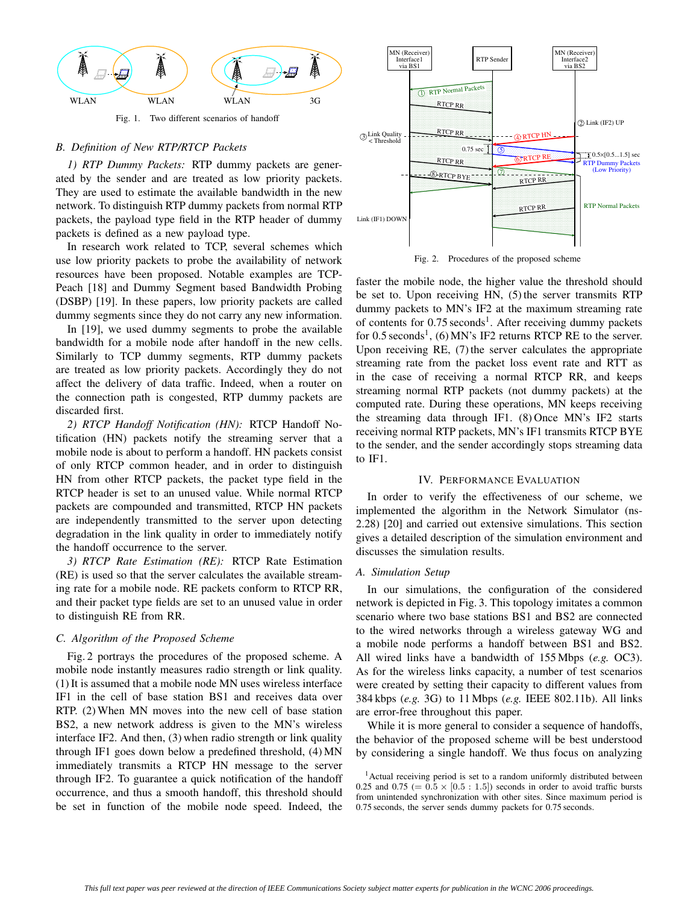Fig. 1. Two different scenarios of handoff

### B. Definition of New RTP/RTCP Packets

*1) RTP Dummy Packets:* RTP dummy packets are generated by the sender and are treated as low priority packets. They are used to estimate the available bandwidth in the new network. To distinguish RTP dummy packets from normal RTP packets, the payload type field in the RTP header of dummy packets is defined as a new payload type.

In research work related to TCP, several schemes which use low priority packets to probe the availability of network resources have been proposed. Notable examples are TCP-Peach [18] and Dummy Segment based Bandwidth Probing (DSBP) [19]. In these papers, low priority packets are called dummy segments since they do not carry any new information.

In [19], we used dummy segments to probe the available bandwidth for a mobile node after handoff in the new cells. Similarly to TCP dummy segments, RTP dummy packets are treated as low priority packets. Accordingly they do not affect the delivery of data traffic. Indeed, when a router on the connection path is congested, RTP dummy packets are discarded first.

*2) RTCP Handoff Notification (HN):* RTCP Handoff Notification (HN) packets notify the streaming server that a mobile node is about to perform a handoff. HN packets consist of only RTCP common header, and in order to distinguish HN from other RTCP packets, the packet type field in the RTCP header is set to an unused value. While normal RTCP packets are compounded and transmitted, RTCP HN packets are independently transmitted to the server upon detecting degradation in the link quality in order to immediately notify the handoff occurrence to the server.

*3) RTCP Rate Estimation (RE):* RTCP Rate Estimation (RE) is used so that the server calculates the available streaming rate for a mobile node. RE packets conform to RTCP RR, and their packet type fields are set to an unused value in order to distinguish RE from RR.

### C. Algorithm of the Proposed Scheme

Fig. 2 portrays the procedures of the proposed scheme. A mobile node instantly measures radio strength or link quality. (1) It is assumed that a mobile node MN uses wireless interface IF1 in the cell of base station BS1 and receives data over RTP. (2) When MN moves into the new cell of base station BS2, a new network address is given to the MN's wireless interface IF2. And then, (3) when radio strength or link quality through IF1 goes down below a predefined threshold, (4) MN immediately transmits a RTCP HN message to the server through IF2. To guarantee a quick notification of the handoff occurrence, and thus a smooth handoff, this threshold should be set in function of the mobile node speed. Indeed, the faster the mobile node, the higher value the threshold should be set to. Upon receiving HN, (5) the server transmits RTP dummy packets to MN's IF2 at the maximum streaming rate of contents for 0.75 seconds[1]. After receiving dummy packets for 0.5 seconds[1], (6) MN's IF2 returns RTCP RE to the server. Upon receiving RE, (7) the server calculates the appropriate streaming rate from the packet loss event rate and RTT as in the case of receiving a normal RTCP RR, and keeps streaming normal RTP packets (not dummy packets) at the computed rate. During these operations, MN keeps receiving the streaming data through IF1. (8) Once MN's IF2 starts receiving normal RTP packets, MN's IF1 transmits RTCP BYE to the sender, and the sender accordingly stops streaming data to IF1.

Fig. 2. Procedures of the proposed scheme

## IV. Performance Evaluation

In order to verify the effectiveness of our scheme, we implemented the algorithm in the Network Simulator (ns-2.28) [20] and carried out extensive simulations. This section gives a detailed description of the simulation environment and discusses the simulation results.

### A. Simulation Setup

In our simulations, the configuration of the considered network is depicted in Fig. 3. This topology imitates a common scenario where two base stations BS1 and BS2 are connected to the wired networks through a wireless gateway WG and a mobile node performs a handoff between BS1 and BS2. All wired links have a bandwidth of 155 Mbps (*e.g.* OC3). As for the wireless links capacity, a number of test scenarios were created by setting their capacity to different values from 384 kbps (*e.g.* 3G) to 11 Mbps (*e.g.* IEEE 802.11b). All links are error-free throughout this paper.

While it is more general to consider a sequence of handoffs, the behavior of the proposed scheme will be best understood by considering a single handoff. We thus focus on analyzing

[1] Actual receiving period is set to a random uniformly distributed between 0.25 and 0.75 ($= 0.5 \times [0.5 : 1.5]$) seconds in order to avoid traffic bursts from unintended synchronization with other sites. Since maximum period is 0.75 seconds, the server sends dummy packets for 0.75 seconds.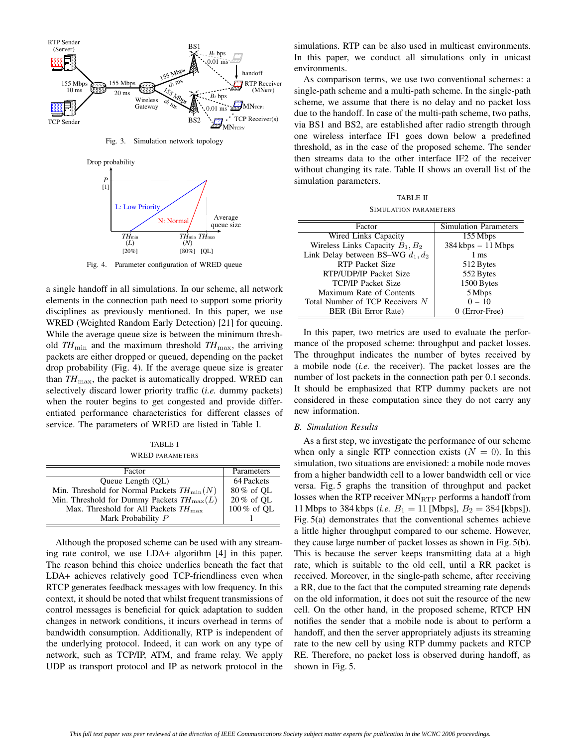Fig. 3. Simulation network topology

Fig. 4. Parameter configuration of WRED queue

a single handoff in all simulations. In our scheme, all network elements in the connection path need to support some priority disciplines as previously mentioned. In this paper, we use WRED (Weighted Random Early Detection) [21] for queuing. While the average queue size is between the minimum threshold $TH_{\min}$ and the maximum threshold $TH_{\max}$, the arriving packets are either dropped or queued, depending on the packet drop probability (Fig. 4). If the average queue size is greater than $TH_{\max}$, the packet is automatically dropped. WRED can selectively discard lower priority traffic (*i.e.* dummy packets) when the router begins to get congested and provide differentiated performance characteristics for different classes of service. The parameters of WRED are listed in Table I.

TABLE I
WRED PARAMETERS

| Factor | Parameters |
|---|---|
| Queue Length (QL) | 64 Packets |
| Min. Threshold for Normal Packets $TH_{\min}(N)$ | 80 % of QL |
| Min. Threshold for Dummy Packets $TH_{\max}(L)$ | 20 % of QL |
| Max. Threshold for All Packets $TH_{\max}$ | 100 % of QL |
| Mark Probability $P$ | 1 |

Although the proposed scheme can be used with any streaming rate control, we use LDA+ algorithm [4] in this paper. The reason behind this choice underlies beneath the fact that LDA+ achieves relatively good TCP-friendliness even when RTCP generates feedback messages with low frequency. In this context, it should be noted that whilst frequent transmissions of control messages is beneficial for quick adaptation to sudden changes in network conditions, it incurs overhead in terms of bandwidth consumption. Additionally, RTP is independent of the underlying protocol. Indeed, it can work on any type of network, such as TCP/IP, ATM, and frame relay. We apply UDP as transport protocol and IP as network protocol in the simulations. RTP can be also used in multicast environments. In this paper, we conduct all simulations only in unicast environments.

As comparison terms, we use two conventional schemes: a single-path scheme and a multi-path scheme. In the single-path scheme, we assume that there is no delay and no packet loss due to the handoff. In case of the multi-path scheme, two paths, via BS1 and BS2, are established after radio strength through one wireless interface IF1 goes down below a predefined threshold, as in the case of the proposed scheme. The sender then streams data to the other interface IF2 of the receiver without changing its rate. Table II shows an overall list of the simulation parameters.

TABLE II
SIMULATION PARAMETERS

| Factor | Simulation Parameters |
|---|---|
| Wired Links Capacity | 155 Mbps |
| Wireless Links Capacity $B_1, B_2$ | 384 kbps – 11 Mbps |
| Link Delay between BS–WG $d_1, d_2$ | 1 ms |
| RTP Packet Size | 512 Bytes |
| RTP/UDP/IP Packet Size | 552 Bytes |
| TCP/IP Packet Size | 1500 Bytes |
| Maximum Rate of Contents | 5 Mbps |
| Total Number of TCP Receivers $N$ | 0 – 10 |
| BER (Bit Error Rate) | 0 (Error-Free) |

In this paper, two metrics are used to evaluate the performance of the proposed scheme: throughput and packet losses. The throughput indicates the number of bytes received by a mobile node (*i.e.* the receiver). The packet losses are the number of lost packets in the connection path per 0.1 seconds. It should be emphasized that RTP dummy packets are not considered in these computation since they do not carry any new information.

### *B. Simulation Results*

As a first step, we investigate the performance of our scheme when only a single RTP connection exists ($N = 0$). In this simulation, two situations are envisioned: a mobile node moves from a higher bandwidth cell to a lower bandwidth cell or vice versa. Fig. 5 graphs the transition of throughput and packet losses when the RTP receiver $\text{MN}_{\text{RTP}}$ performs a handoff from 11 Mbps to 384 kbps (*i.e.* $B_1 = 11$ [Mbps], $B_2 = 384$ [kbps]). Fig. 5(a) demonstrates that the conventional schemes achieve a little higher throughput compared to our scheme. However, they cause large number of packet losses as shown in Fig. 5(b). This is because the server keeps transmitting data at a high rate, which is suitable to the old cell, until a RR packet is received. Moreover, in the single-path scheme, after receiving a RR, due to the fact that the computed streaming rate depends on the old information, it does not suit the resource of the new cell. On the other hand, in the proposed scheme, RTCP HN notifies the sender that a mobile node is about to perform a handoff, and then the server appropriately adjusts its streaming rate to the new cell by using RTP dummy packets and RTCP RE. Therefore, no packet loss is observed during handoff, as shown in Fig. 5.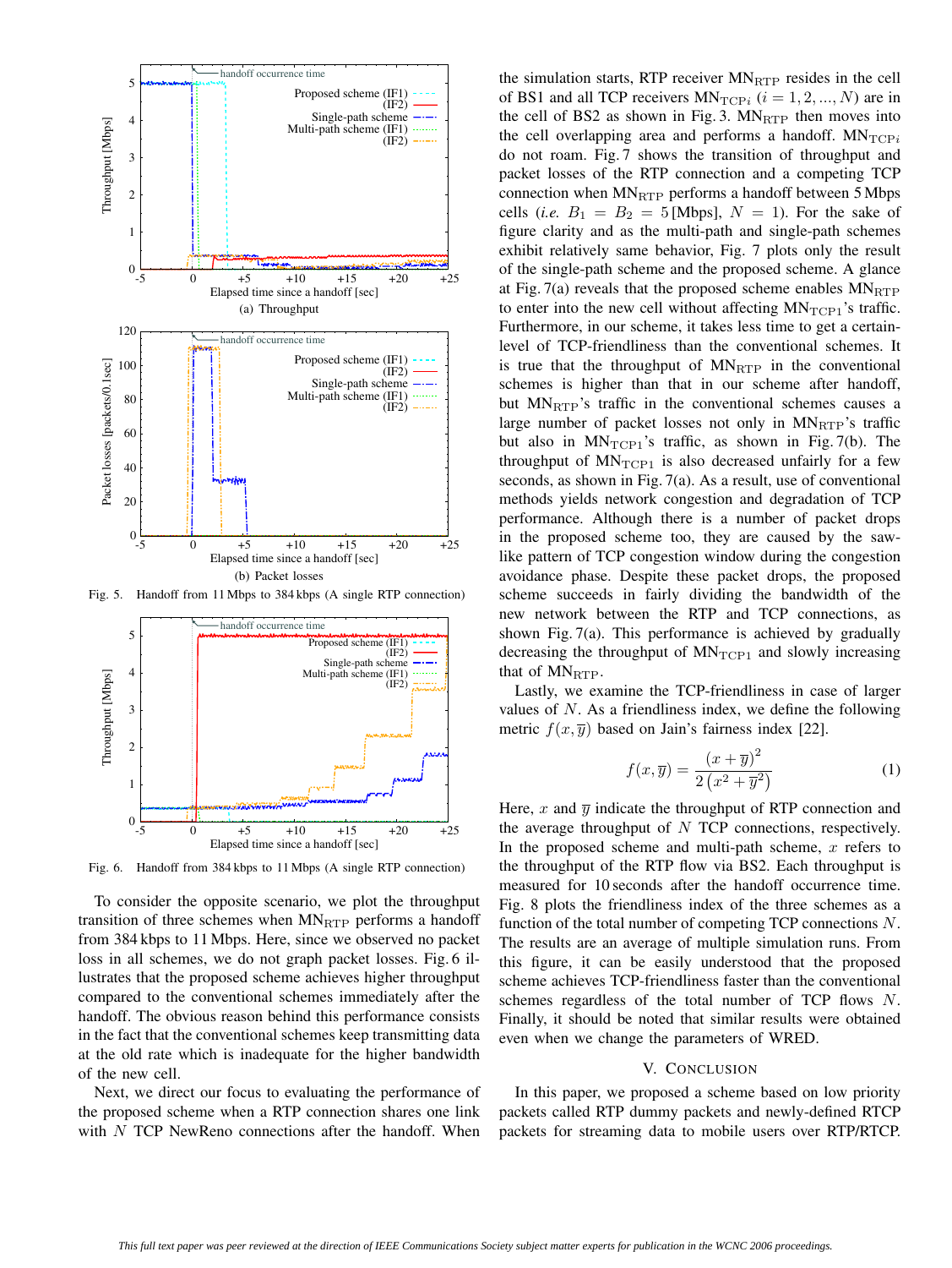Fig. 5. Handoff from 11 Mbps to 384 kbps (A single RTP connection)

(a) Throughput

(b) Packet losses

Fig. 6. Handoff from 384 kbps to 11 Mbps (A single RTP connection)

To consider the opposite scenario, we plot the throughput transition of three schemes when $\mathrm{MN_{RTP}}$ performs a handoff from 384 kbps to 11 Mbps. Here, since we observed no packet loss in all schemes, we do not graph packet losses. Fig. 6 illustrates that the proposed scheme achieves higher throughput compared to the conventional schemes immediately after the handoff. The obvious reason behind this performance consists in the fact that the conventional schemes keep transmitting data at the old rate which is inadequate for the higher bandwidth of the new cell.

Next, we direct our focus to evaluating the performance of the proposed scheme when a RTP connection shares one link with $N$ TCP NewReno connections after the handoff. When the simulation starts, RTP receiver $\mathrm{MN_{RTP}}$ resides in the cell of BS1 and all TCP receivers $\mathrm{MN_{TCP}}_i$ $(i = 1, 2, ..., N)$ are in the cell of BS2 as shown in Fig. 3. $\mathrm{MN_{RTP}}$ then moves into the cell overlapping area and performs a handoff. $\mathrm{MN_{TCP}}_i$ do not roam. Fig. 7 shows the transition of throughput and packet losses of the RTP connection and a competing TCP connection when $\mathrm{MN_{RTP}}$ performs a handoff between 5 Mbps cells (*i.e.* $B_1 = B_2 = 5$ [Mbps], $N = 1$). For the sake of figure clarity and as the multi-path and single-path schemes exhibit relatively same behavior, Fig. 7 plots only the result of the single-path scheme and the proposed scheme. A glance at Fig. 7(a) reveals that the proposed scheme enables $\mathrm{MN_{RTP}}$ to enter into the new cell without affecting $\mathrm{MN_{TCP1}}$'s traffic. Furthermore, in our scheme, it takes less time to get a certain-level of TCP-friendliness than the conventional schemes. It is true that the throughput of $\mathrm{MN_{RTP}}$ in the conventional schemes is higher than that in our scheme after handoff, but $\mathrm{MN_{RTP}}$'s traffic in the conventional schemes causes a large number of packet losses not only in $\mathrm{MN_{RTP}}$'s traffic but also in $\mathrm{MN_{TCP1}}$'s traffic, as shown in Fig. 7(b). The throughput of $\mathrm{MN_{TCP1}}$ is also decreased unfairly for a few seconds, as shown in Fig. 7(a). As a result, use of conventional methods yields network congestion and degradation of TCP performance. Although there is a number of packet drops in the proposed scheme too, they are caused by the saw-like pattern of TCP congestion window during the congestion avoidance phase. Despite these packet drops, the proposed scheme succeeds in fairly dividing the bandwidth of the new network between the RTP and TCP connections, as shown Fig. 7(a). This performance is achieved by gradually decreasing the throughput of $\mathrm{MN_{TCP1}}$ and slowly increasing that of $\mathrm{MN_{RTP}}$.

Lastly, we examine the TCP-friendliness in case of larger values of $N$. As a friendliness index, we define the following metric $f(x, \overline{y})$ based on Jain's fairness index [22].

$$f(x, \overline{y}) = \frac{(x + \overline{y})^2}{2\left(x^2 + \overline{y}^2\right)} \tag{1}$$

Here, $x$ and $\overline{y}$ indicate the throughput of RTP connection and the average throughput of $N$ TCP connections, respectively. In the proposed scheme and multi-path scheme, $x$ refers to the throughput of the RTP flow via BS2. Each throughput is measured for 10 seconds after the handoff occurrence time. Fig. 8 plots the friendliness index of the three schemes as a function of the total number of competing TCP connections $N$. The results are an average of multiple simulation runs. From this figure, it can be easily understood that the proposed scheme achieves TCP-friendliness faster than the conventional schemes regardless of the total number of TCP flows $N$. Finally, it should be noted that similar results were obtained even when we change the parameters of WRED.

## V. Conclusion

In this paper, we proposed a scheme based on low priority packets called RTP dummy packets and newly-defined RTCP packets for streaming data to mobile users over RTP/RTCP.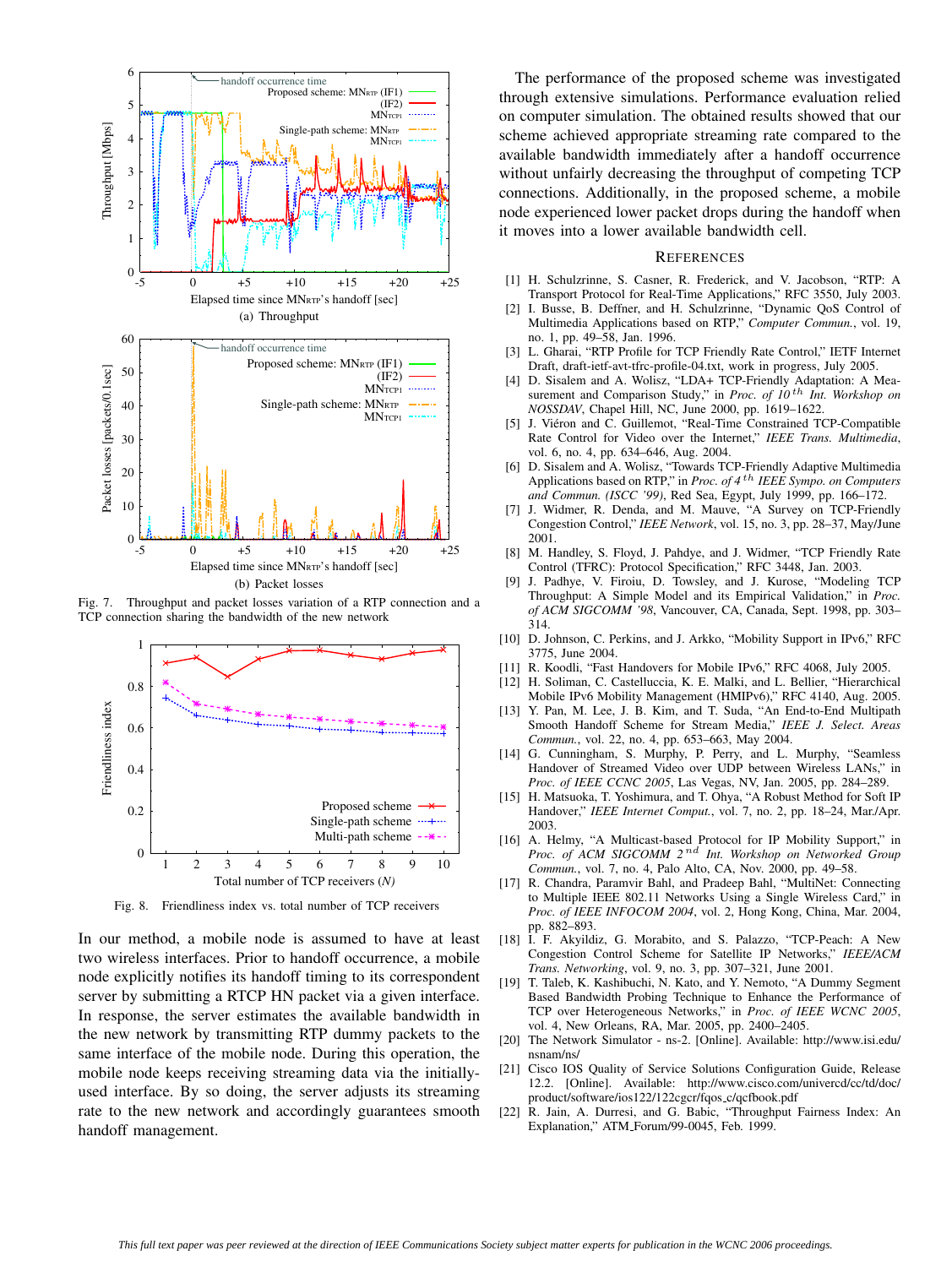handoff occurrence time
Proposed scheme: $MN_{RTP}$ (IF1)
(IF2)
$MN_{TCP1}$
Single-path scheme: $MN_{RTP}$
$MN_{TCP1}$
Throughput [Mbps]
0
1
2
3
4
5
6
-5
0
+5
+10
+15
+20
+25
Elapsed time since $MN_{RTP}$'s handoff [sec]

(a) Throughput

handoff occurrence time
Proposed scheme: $MN_{RTP}$ (IF1)
(IF2)
$MN_{TCP1}$
Single-path scheme: $MN_{RTP}$
$MN_{TCP1}$
Packet losses [packets/0.1sec]
0
10
20
30
40
50
60
-5
0
+5
+10
+15
+20
+25
Elapsed time since $MN_{RTP}$'s handoff [sec]

(b) Packet losses

Fig. 7. Throughput and packet losses variation of a RTP connection and a TCP connection sharing the bandwidth of the new network

Friendliness index
0
0.2
0.4
0.6
0.8
1
1
2
3
4
5
6
7
8
9
10
Total number of TCP receivers ($N$)
Proposed scheme
Single-path scheme
Multi-path scheme

Fig. 8. Friendliness index vs. total number of TCP receivers

In our method, a mobile node is assumed to have at least two wireless interfaces. Prior to handoff occurrence, a mobile node explicitly notifies its handoff timing to its correspondent server by submitting a RTCP HN packet via a given interface. In response, the server estimates the available bandwidth in the new network by transmitting RTP dummy packets to the same interface of the mobile node. During this operation, the mobile node keeps receiving streaming data via the initially-used interface. By so doing, the server adjusts its streaming rate to the new network and accordingly guarantees smooth handoff management.

The performance of the proposed scheme was investigated through extensive simulations. Performance evaluation relied on computer simulation. The obtained results showed that our scheme achieved appropriate streaming rate compared to the available bandwidth immediately after a handoff occurrence without unfairly decreasing the throughput of competing TCP connections. Additionally, in the proposed scheme, a mobile node experienced lower packet drops during the handoff when it moves into a lower available bandwidth cell.

## References

[1] H. Schulzrinne, S. Casner, R. Frederick, and V. Jacobson, "RTP: A Transport Protocol for Real-Time Applications," RFC 3550, July 2003.

[2] I. Busse, B. Deffner, and H. Schulzrinne, "Dynamic QoS Control of Multimedia Applications based on RTP," *Computer Commun.*, vol. 19, no. 1, pp. 49–58, Jan. 1996.

[3] L. Gharai, "RTP Profile for TCP Friendly Rate Control," IETF Internet Draft, draft-ietf-avt-tfrc-profile-04.txt, work in progress, July 2005.

[4] D. Sisalem and A. Wolisz, "LDA+ TCP-Friendly Adaptation: A Measurement and Comparison Study," in *Proc. of 10$^{th}$ Int. Workshop on NOSSDAV*, Chapel Hill, NC, June 2000, pp. 1619–1622.

[5] J. Viéron and C. Guillemot, "Real-Time Constrained TCP-Compatible Rate Control for Video over the Internet," *IEEE Trans. Multimedia*, vol. 6, no. 4, pp. 634–646, Aug. 2004.

[6] D. Sisalem and A. Wolisz, "Towards TCP-Friendly Adaptive Multimedia Applications based on RTP," in *Proc. of 4$^{th}$ IEEE Sympo. on Computers and Commun. (ISCC '99)*, Red Sea, Egypt, July 1999, pp. 166–172.

[7] J. Widmer, R. Denda, and M. Mauve, "A Survey on TCP-Friendly Congestion Control," *IEEE Network*, vol. 15, no. 3, pp. 28–37, May/June 2001.

[8] M. Handley, S. Floyd, J. Pahdye, and J. Widmer, "TCP Friendly Rate Control (TFRC): Protocol Specification," RFC 3448, Jan. 2003.

[9] J. Padhye, V. Firoiu, D. Towsley, and J. Kurose, "Modeling TCP Throughput: A Simple Model and its Empirical Validation," in *Proc. of ACM SIGCOMM '98*, Vancouver, CA, Canada, Sept. 1998, pp. 303–314.

[10] D. Johnson, C. Perkins, and J. Arkko, "Mobility Support in IPv6," RFC 3775, June 2004.

[11] R. Koodli, "Fast Handovers for Mobile IPv6," RFC 4068, July 2005.

[12] H. Soliman, C. Castelluccia, K. E. Malki, and L. Bellier, "Hierarchical Mobile IPv6 Mobility Management (HMIPv6)," RFC 4140, Aug. 2005.

[13] Y. Pan, M. Lee, J. B. Kim, and T. Suda, "An End-to-End Multipath Smooth Handoff Scheme for Stream Media," *IEEE J. Select. Areas Commun.*, vol. 22, no. 4, pp. 653–663, May 2004.

[14] G. Cunningham, S. Murphy, P. Perry, and L. Murphy, "Seamless Handover of Streamed Video over UDP between Wireless LANs," in *Proc. of IEEE CCNC 2005*, Las Vegas, NV, Jan. 2005, pp. 284–289.

[15] H. Matsuoka, T. Yoshimura, and T. Ohya, "A Robust Method for Soft IP Handover," *IEEE Internet Comput.*, vol. 7, no. 2, pp. 18–24, Mar./Apr. 2003.

[16] A. Helmy, "A Multicast-based Protocol for IP Mobility Support," in *Proc. of ACM SIGCOMM 2$^{nd}$ Int. Workshop on Networked Group Commun.*, vol. 7, no. 4, Palo Alto, CA, Nov. 2000, pp. 49–58.

[17] R. Chandra, Paramvir Bahl, and Pradeep Bahl, "MultiNet: Connecting to Multiple IEEE 802.11 Networks Using a Single Wireless Card," in *Proc. of IEEE INFOCOM 2004*, vol. 2, Hong Kong, China, Mar. 2004, pp. 882–893.

[18] I. F. Akyildiz, G. Morabito, and S. Palazzo, "TCP-Peach: A New Congestion Control Scheme for Satellite IP Networks," *IEEE/ACM Trans. Networking*, vol. 9, no. 3, pp. 307–321, June 2001.

[19] T. Taleb, K. Kashibuchi, N. Kato, and Y. Nemoto, "A Dummy Segment Based Bandwidth Probing Technique to Enhance the Performance of TCP over Heterogeneous Networks," in *Proc. of IEEE WCNC 2005*, vol. 4, New Orleans, RA, Mar. 2005, pp. 2400–2405.

[20] The Network Simulator - ns-2. [Online]. Available: http://www.isi.edu/nsnam/ns/

[21] Cisco IOS Quality of Service Solutions Configuration Guide, Release 12.2. [Online]. Available: http://www.cisco.com/univercd/cc/td/doc/product/software/ios122/122cgcr/fqos_c/qcfbook.pdf

[22] R. Jain, A. Durresi, and G. Babic, "Throughput Fairness Index: An Explanation," ATM_Forum/99-0045, Feb. 1999.